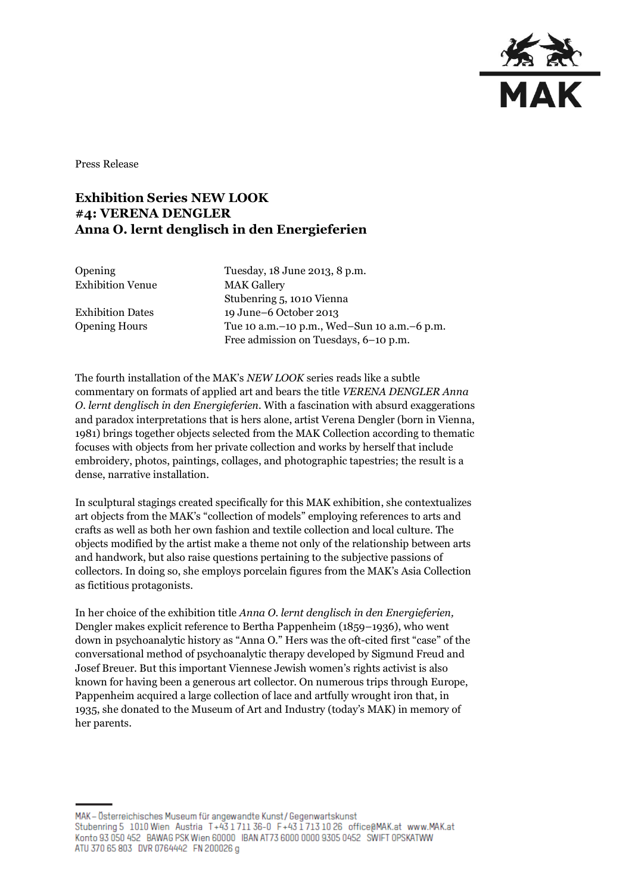Press Release

# Exhibition Series NEW LOOK
# #4: VERENA DENGLER
# Anna O. lernt denglisch in den Energieferien

| | |
|---|---|
| Opening | Tuesday, 18 June 2013, 8 p.m. |
| Exhibition Venue | MAK Gallery<br>Stubenring 5, 1010 Vienna |
| Exhibition Dates | 19 June–6 October 2013 |
| Opening Hours | Tue 10 a.m.–10 p.m., Wed–Sun 10 a.m.–6 p.m.<br>Free admission on Tuesdays, 6–10 p.m. |

The fourth installation of the MAK's *NEW LOOK* series reads like a subtle commentary on formats of applied art and bears the title *VERENA DENGLER Anna O. lernt denglisch in den Energieferien*. With a fascination with absurd exaggerations and paradox interpretations that is hers alone, artist Verena Dengler (born in Vienna, 1981) brings together objects selected from the MAK Collection according to thematic focuses with objects from her private collection and works by herself that include embroidery, photos, paintings, collages, and photographic tapestries; the result is a dense, narrative installation.

In sculptural stagings created specifically for this MAK exhibition, she contextualizes art objects from the MAK's "collection of models" employing references to arts and crafts as well as both her own fashion and textile collection and local culture. The objects modified by the artist make a theme not only of the relationship between arts and handwork, but also raise questions pertaining to the subjective passions of collectors. In doing so, she employs porcelain figures from the MAK's Asia Collection as fictitious protagonists.

In her choice of the exhibition title *Anna O. lernt denglisch in den Energieferien,* Dengler makes explicit reference to Bertha Pappenheim (1859–1936), who went down in psychoanalytic history as "Anna O." Hers was the oft-cited first "case" of the conversational method of psychoanalytic therapy developed by Sigmund Freud and Josef Breuer. But this important Viennese Jewish women's rights activist is also known for having been a generous art collector. On numerous trips through Europe, Pappenheim acquired a large collection of lace and artfully wrought iron that, in 1935, she donated to the Museum of Art and Industry (today's MAK) in memory of her parents.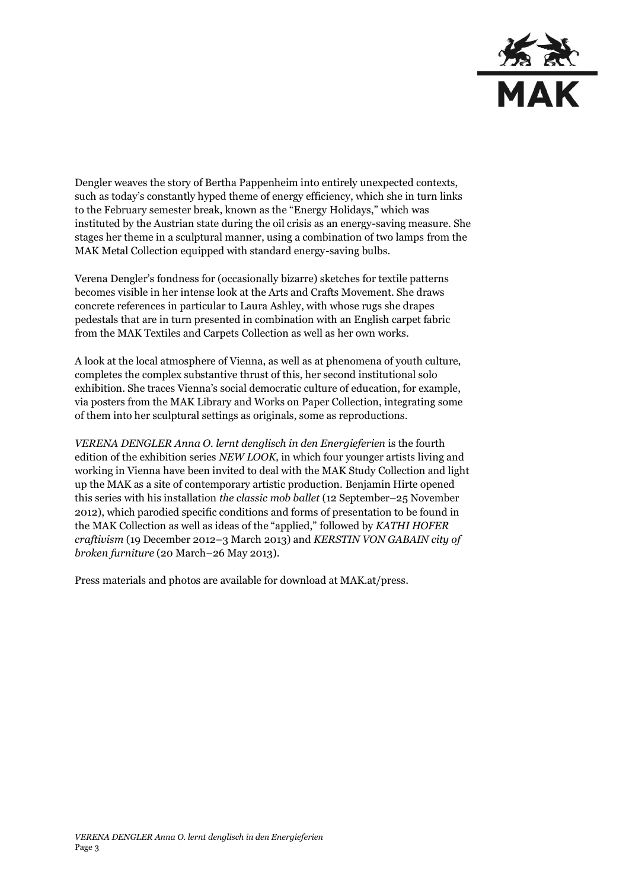Dengler weaves the story of Bertha Pappenheim into entirely unexpected contexts, such as today's constantly hyped theme of energy efficiency, which she in turn links to the February semester break, known as the "Energy Holidays," which was instituted by the Austrian state during the oil crisis as an energy-saving measure. She stages her theme in a sculptural manner, using a combination of two lamps from the MAK Metal Collection equipped with standard energy-saving bulbs.

Verena Dengler's fondness for (occasionally bizarre) sketches for textile patterns becomes visible in her intense look at the Arts and Crafts Movement. She draws concrete references in particular to Laura Ashley, with whose rugs she drapes pedestals that are in turn presented in combination with an English carpet fabric from the MAK Textiles and Carpets Collection as well as her own works.

A look at the local atmosphere of Vienna, as well as at phenomena of youth culture, completes the complex substantive thrust of this, her second institutional solo exhibition. She traces Vienna's social democratic culture of education, for example, via posters from the MAK Library and Works on Paper Collection, integrating some of them into her sculptural settings as originals, some as reproductions.

*VERENA DENGLER Anna O. lernt denglisch in den Energieferien* is the fourth edition of the exhibition series *NEW LOOK,* in which four younger artists living and working in Vienna have been invited to deal with the MAK Study Collection and light up the MAK as a site of contemporary artistic production. Benjamin Hirte opened this series with his installation *the classic mob ballet* (12 September–25 November 2012), which parodied specific conditions and forms of presentation to be found in the MAK Collection as well as ideas of the "applied," followed by *KATHI HOFER craftivism* (19 December 2012–3 March 2013) and *KERSTIN VON GABAIN city of broken furniture* (20 March–26 May 2013).

Press materials and photos are available for download at MAK.at/press.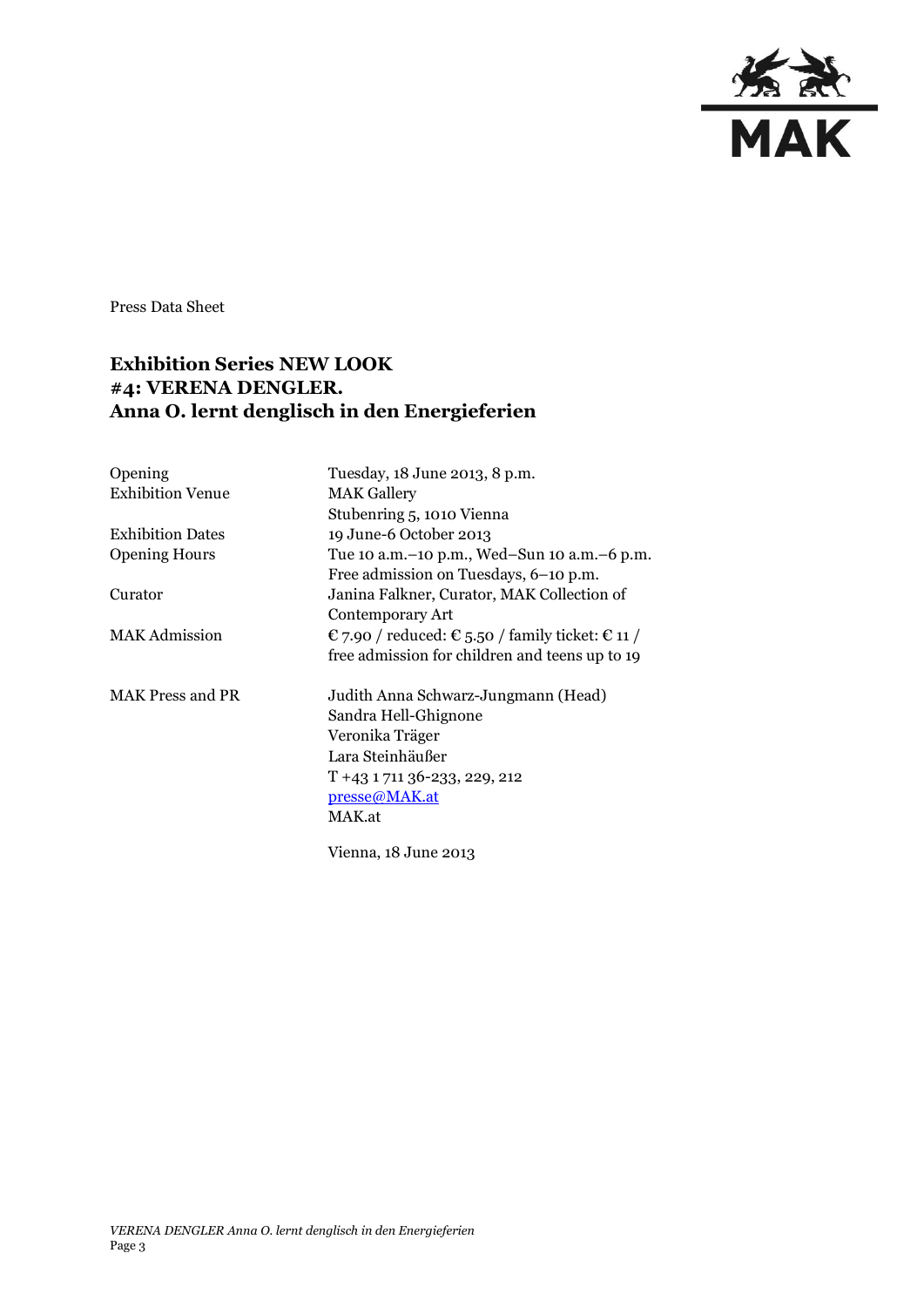Press Data Sheet

## Exhibition Series NEW LOOK #4: VERENA DENGLER. Anna O. lernt denglisch in den Energieferien

| | |
|---|---|
| Opening | Tuesday, 18 June 2013, 8 p.m. |
| Exhibition Venue | MAK Gallery<br>Stubenring 5, 1010 Vienna |
| Exhibition Dates | 19 June-6 October 2013 |
| Opening Hours | Tue 10 a.m.–10 p.m., Wed–Sun 10 a.m.–6 p.m.<br>Free admission on Tuesdays, 6–10 p.m. |
| Curator | Janina Falkner, Curator, MAK Collection of Contemporary Art |
| MAK Admission | € 7.90 / reduced: € 5.50 / family ticket: € 11 / free admission for children and teens up to 19 |
| MAK Press and PR | Judith Anna Schwarz-Jungmann (Head)<br>Sandra Hell-Ghignone<br>Veronika Träger<br>Lara Steinhäußer<br>T +43 1 711 36-233, 229, 212<br>presse@MAK.at<br>MAK.at |

Vienna, 18 June 2013